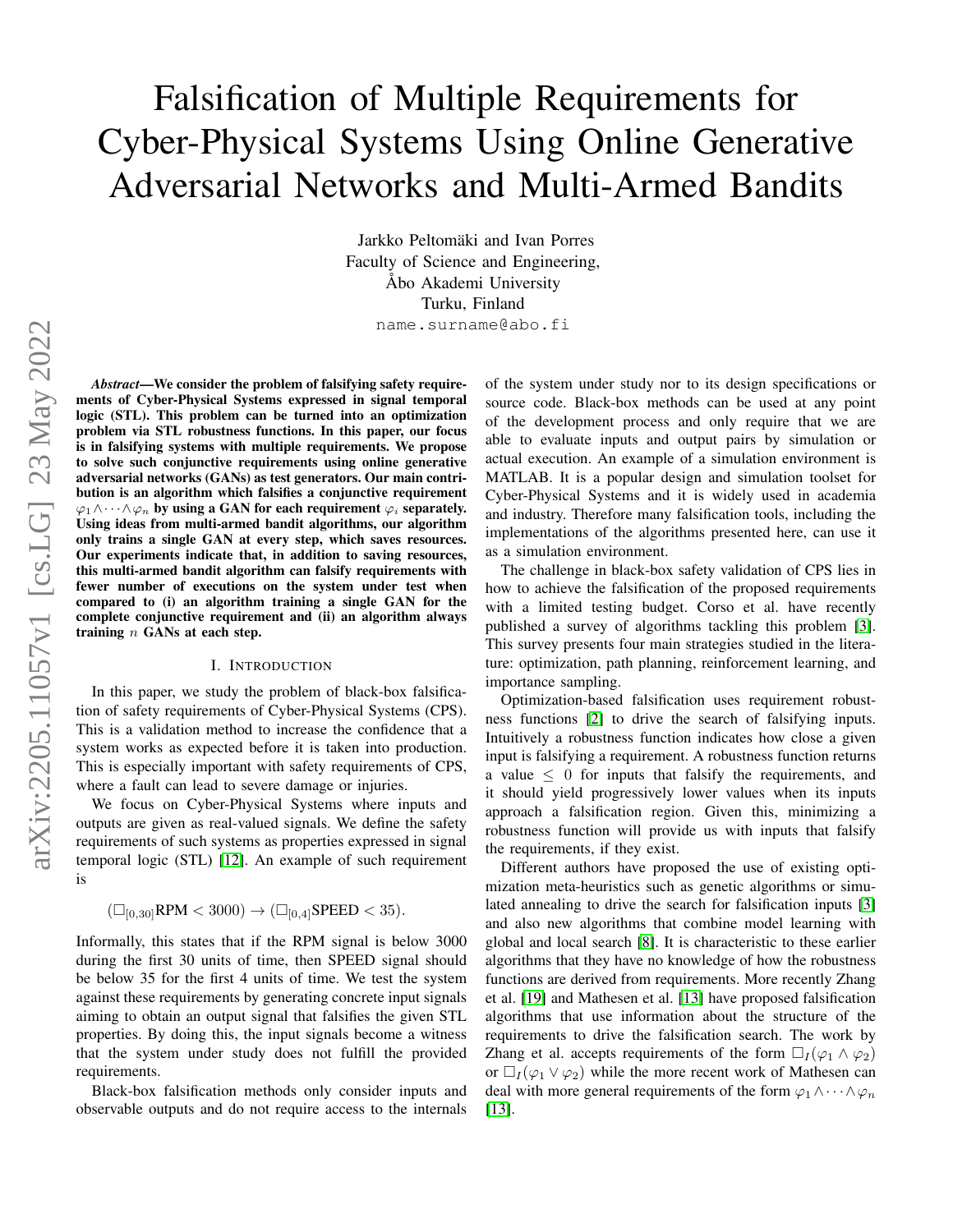# Falsification of Multiple Requirements for Cyber-Physical Systems Using Online Generative Adversarial Networks and Multi-Armed Bandits

Jarkko Peltomäki and Ivan Porres
Faculty of Science and Engineering,
Åbo Akademi University
Turku, Finland
name.surname@abo.fi

***Abstract*—We consider the problem of falsifying safety requirements of Cyber-Physical Systems expressed in signal temporal logic (STL). This problem can be turned into an optimization problem via STL robustness functions. In this paper, our focus is in falsifying systems with multiple requirements. We propose to solve such conjunctive requirements using online generative adversarial networks (GANs) as test generators. Our main contribution is an algorithm which falsifies a conjunctive requirement $\varphi_1 \wedge \cdots \wedge \varphi_n$ by using a GAN for each requirement $\varphi_i$ separately. Using ideas from multi-armed bandit algorithms, our algorithm only trains a single GAN at every step, which saves resources. Our experiments indicate that, in addition to saving resources, this multi-armed bandit algorithm can falsify requirements with fewer number of executions on the system under test when compared to (i) an algorithm training a single GAN for the complete conjunctive requirement and (ii) an algorithm always training $n$ GANs at each step.**

## I. Introduction

In this paper, we study the problem of black-box falsification of safety requirements of Cyber-Physical Systems (CPS). This is a validation method to increase the confidence that a system works as expected before it is taken into production. This is especially important with safety requirements of CPS, where a fault can lead to severe damage or injuries.

We focus on Cyber-Physical Systems where inputs and outputs are given as real-valued signals. We define the safety requirements of such systems as properties expressed in signal temporal logic (STL) [12]. An example of such requirement is

$$(\square_{[0,30]}\text{RPM} < 3000) \rightarrow (\square_{[0,4]}\text{SPEED} < 35).$$

Informally, this states that if the RPM signal is below 3000 during the first 30 units of time, then SPEED signal should be below 35 for the first 4 units of time. We test the system against these requirements by generating concrete input signals aiming to obtain an output signal that falsifies the given STL properties. By doing this, the input signals become a witness that the system under study does not fulfill the provided requirements.

Black-box falsification methods only consider inputs and observable outputs and do not require access to the internals of the system under study nor to its design specifications or source code. Black-box methods can be used at any point of the development process and only require that we are able to evaluate inputs and output pairs by simulation or actual execution. An example of a simulation environment is MATLAB. It is a popular design and simulation toolset for Cyber-Physical Systems and it is widely used in academia and industry. Therefore many falsification tools, including the implementations of the algorithms presented here, can use it as a simulation environment.

The challenge in black-box safety validation of CPS lies in how to achieve the falsification of the proposed requirements with a limited testing budget. Corso et al. have recently published a survey of algorithms tackling this problem [3]. This survey presents four main strategies studied in the literature: optimization, path planning, reinforcement learning, and importance sampling.

Optimization-based falsification uses requirement robustness functions [2] to drive the search of falsifying inputs. Intuitively a robustness function indicates how close a given input is falsifying a requirement. A robustness function returns a value $\leq 0$ for inputs that falsify the requirements, and it should yield progressively lower values when its inputs approach a falsification region. Given this, minimizing a robustness function will provide us with inputs that falsify the requirements, if they exist.

Different authors have proposed the use of existing optimization meta-heuristics such as genetic algorithms or simulated annealing to drive the search for falsification inputs [3] and also new algorithms that combine model learning with global and local search [8]. It is characteristic to these earlier algorithms that they have no knowledge of how the robustness functions are derived from requirements. More recently Zhang et al. [19] and Mathesen et al. [13] have proposed falsification algorithms that use information about the structure of the requirements to drive the falsification search. The work by Zhang et al. accepts requirements of the form $\square_I(\varphi_1 \wedge \varphi_2)$ or $\square_I(\varphi_1 \vee \varphi_2)$ while the more recent work of Mathesen can deal with more general requirements of the form $\varphi_1 \wedge \cdots \wedge \varphi_n$ [13].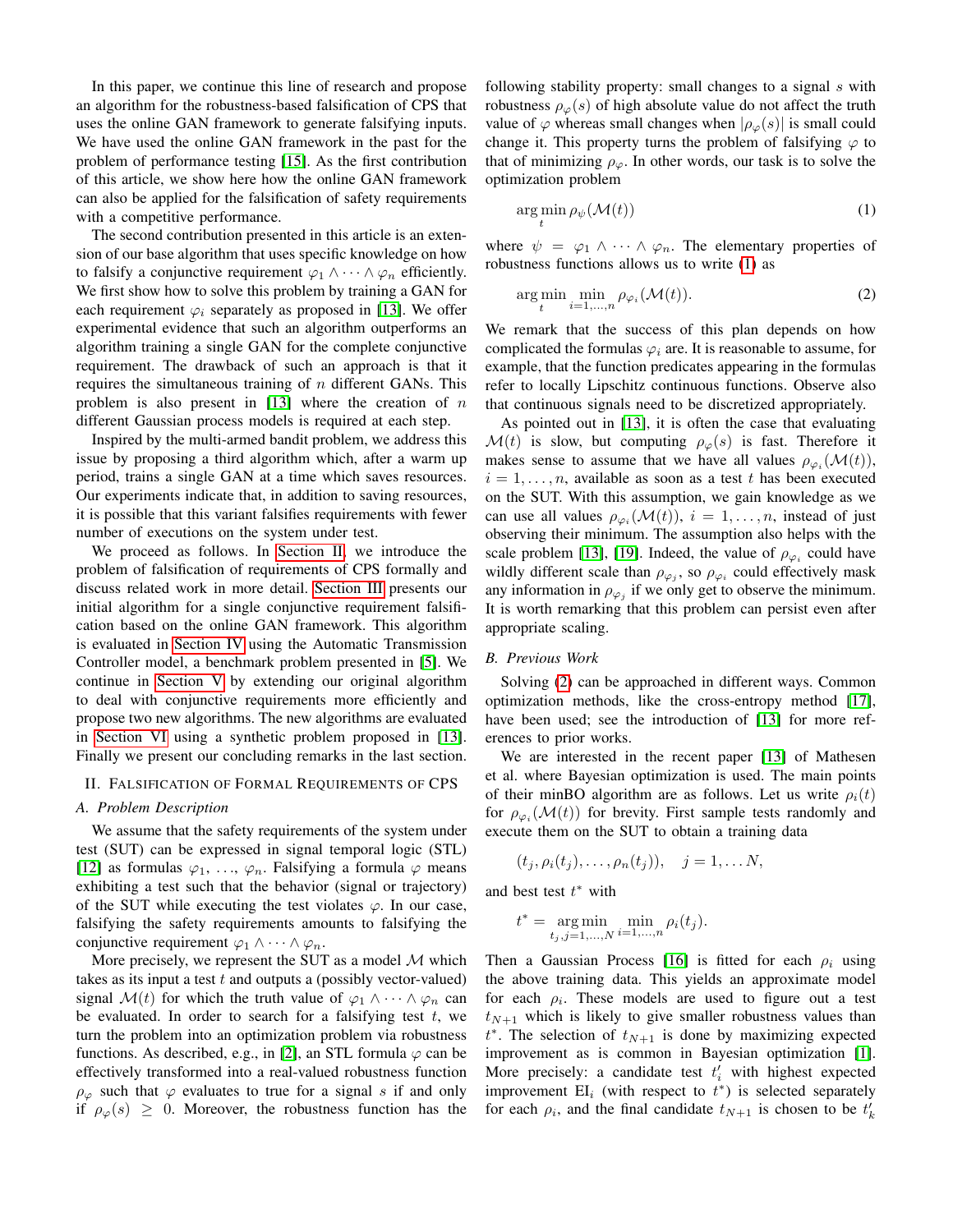In this paper, we continue this line of research and propose an algorithm for the robustness-based falsification of CPS that uses the online GAN framework to generate falsifying inputs. We have used the online GAN framework in the past for the problem of performance testing [15]. As the first contribution of this article, we show here how the online GAN framework can also be applied for the falsification of safety requirements with a competitive performance.

The second contribution presented in this article is an extension of our base algorithm that uses specific knowledge on how to falsify a conjunctive requirement $\varphi_1 \land \cdots \land \varphi_n$ efficiently. We first show how to solve this problem by training a GAN for each requirement $\varphi_i$ separately as proposed in [13]. We offer experimental evidence that such an algorithm outperforms an algorithm training a single GAN for the complete conjunctive requirement. The drawback of such an approach is that it requires the simultaneous training of $n$ different GANs. This problem is also present in [13] where the creation of $n$ different Gaussian process models is required at each step.

Inspired by the multi-armed bandit problem, we address this issue by proposing a third algorithm which, after a warm up period, trains a single GAN at a time which saves resources. Our experiments indicate that, in addition to saving resources, it is possible that this variant falsifies requirements with fewer number of executions on the system under test.

We proceed as follows. In Section II, we introduce the problem of falsification of requirements of CPS formally and discuss related work in more detail. Section III presents our initial algorithm for a single conjunctive requirement falsification based on the online GAN framework. This algorithm is evaluated in Section IV using the Automatic Transmission Controller model, a benchmark problem presented in [5]. We continue in Section V by extending our original algorithm to deal with conjunctive requirements more efficiently and propose two new algorithms. The new algorithms are evaluated in Section VI using a synthetic problem proposed in [13]. Finally we present our concluding remarks in the last section.

## II. Falsification of Formal Requirements of CPS

### A. Problem Description

We assume that the safety requirements of the system under test (SUT) can be expressed in signal temporal logic (STL) [12] as formulas $\varphi_1, \ldots, \varphi_n$. Falsifying a formula $\varphi$ means exhibiting a test such that the behavior (signal or trajectory) of the SUT while executing the test violates $\varphi$. In our case, falsifying the safety requirements amounts to falsifying the conjunctive requirement $\varphi_1 \land \cdots \land \varphi_n$.

More precisely, we represent the SUT as a model $\mathcal{M}$ which takes as its input a test $t$ and outputs a (possibly vector-valued) signal $\mathcal{M}(t)$ for which the truth value of $\varphi_1 \land \cdots \land \varphi_n$ can be evaluated. In order to search for a falsifying test $t$, we turn the problem into an optimization problem via robustness functions. As described, e.g., in [2], an STL formula $\varphi$ can be effectively transformed into a real-valued robustness function $\rho_\varphi$ such that $\varphi$ evaluates to true for a signal $s$ if and only if $\rho_\varphi(s) \geq 0$. Moreover, the robustness function has the following stability property: small changes to a signal $s$ with robustness $\rho_\varphi(s)$ of high absolute value do not affect the truth value of $\varphi$ whereas small changes when $|\rho_\varphi(s)|$ is small could change it. This property turns the problem of falsifying $\varphi$ to that of minimizing $\rho_\varphi$. In other words, our task is to solve the optimization problem

$$\arg\min_{t} \rho_\psi(\mathcal{M}(t)) \tag{1}$$

where $\psi = \varphi_1 \land \cdots \land \varphi_n$. The elementary properties of robustness functions allows us to write (1) as

$$\arg\min_{t} \min_{i=1,\ldots,n} \rho_{\varphi_i}(\mathcal{M}(t)). \tag{2}$$

We remark that the success of this plan depends on how complicated the formulas $\varphi_i$ are. It is reasonable to assume, for example, that the function predicates appearing in the formulas refer to locally Lipschitz continuous functions. Observe also that continuous signals need to be discretized appropriately.

As pointed out in [13], it is often the case that evaluating $\mathcal{M}(t)$ is slow, but computing $\rho_\varphi(s)$ is fast. Therefore it makes sense to assume that we have all values $\rho_{\varphi_i}(\mathcal{M}(t))$, $i = 1, \ldots, n$, available as soon as a test $t$ has been executed on the SUT. With this assumption, we gain knowledge as we can use all values $\rho_{\varphi_i}(\mathcal{M}(t))$, $i = 1, \ldots, n$, instead of just observing their minimum. The assumption also helps with the scale problem [13], [19]. Indeed, the value of $\rho_{\varphi_i}$ could have wildly different scale than $\rho_{\varphi_j}$, so $\rho_{\varphi_i}$ could effectively mask any information in $\rho_{\varphi_j}$ if we only get to observe the minimum. It is worth remarking that this problem can persist even after appropriate scaling.

### B. Previous Work

Solving (2) can be approached in different ways. Common optimization methods, like the cross-entropy method [17], have been used; see the introduction of [13] for more references to prior works.

We are interested in the recent paper [13] of Mathesen et al. where Bayesian optimization is used. The main points of their minBO algorithm are as follows. Let us write $\rho_i(t)$ for $\rho_{\varphi_i}(\mathcal{M}(t))$ for brevity. First sample tests randomly and execute them on the SUT to obtain a training data

$$(t_j, \rho_i(t_j), \ldots, \rho_n(t_j)), \quad j = 1, \ldots N,$$

and best test $t^*$ with

$$t^* = \arg\min_{t_j, j=1,\ldots,N} \min_{i=1,\ldots,n} \rho_i(t_j).$$

Then a Gaussian Process [16] is fitted for each $\rho_i$ using the above training data. This yields an approximate model for each $\rho_i$. These models are used to figure out a test $t_{N+1}$ which is likely to give smaller robustness values than $t^*$. The selection of $t_{N+1}$ is done by maximizing expected improvement as is common in Bayesian optimization [1]. More precisely: a candidate test $t'_i$ with highest expected improvement $\mathrm{EI}_i$ (with respect to $t^*$) is selected separately for each $\rho_i$, and the final candidate $t_{N+1}$ is chosen to be $t'_k$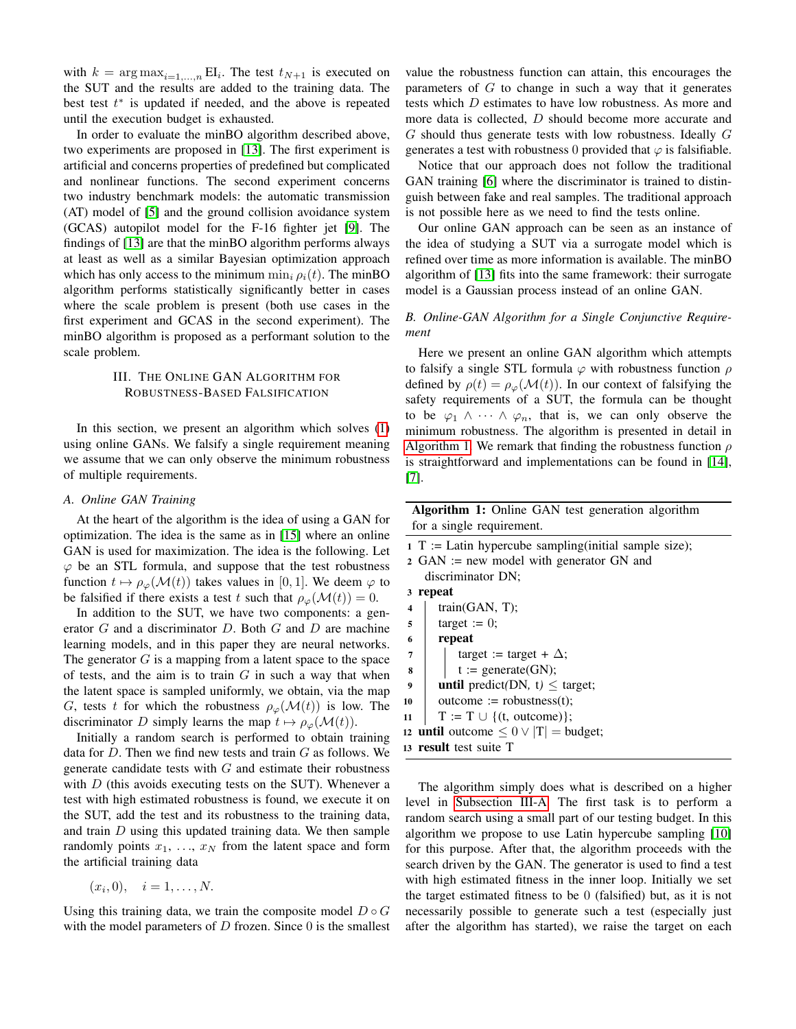with $k = \arg\max_{i=1,\ldots,n} \text{EI}_i$. The test $t_{N+1}$ is executed on the SUT and the results are added to the training data. The best test $t^*$ is updated if needed, and the above is repeated until the execution budget is exhausted.

In order to evaluate the minBO algorithm described above, two experiments are proposed in [13]. The first experiment is artificial and concerns properties of predefined but complicated and nonlinear functions. The second experiment concerns two industry benchmark models: the automatic transmission (AT) model of [5] and the ground collision avoidance system (GCAS) autopilot model for the F-16 fighter jet [9]. The findings of [13] are that the minBO algorithm performs always at least as well as a similar Bayesian optimization approach which has only access to the minimum $\min_i \rho_i(t)$. The minBO algorithm performs statistically significantly better in cases where the scale problem is present (both use cases in the first experiment and GCAS in the second experiment). The minBO algorithm is proposed as a performant solution to the scale problem.

## III. The Online GAN Algorithm for Robustness-Based Falsification

In this section, we present an algorithm which solves (1) using online GANs. We falsify a single requirement meaning we assume that we can only observe the minimum robustness of multiple requirements.

### A. Online GAN Training

At the heart of the algorithm is the idea of using a GAN for optimization. The idea is the same as in [15] where an online GAN is used for maximization. The idea is the following. Let $\varphi$ be an STL formula, and suppose that the test robustness function $t \mapsto \rho_\varphi(\mathcal{M}(t))$ takes values in $[0, 1]$. We deem $\varphi$ to be falsified if there exists a test $t$ such that $\rho_\varphi(\mathcal{M}(t)) = 0$.

In addition to the SUT, we have two components: a generator $G$ and a discriminator $D$. Both $G$ and $D$ are machine learning models, and in this paper they are neural networks. The generator $G$ is a mapping from a latent space to the space of tests, and the aim is to train $G$ in such a way that when the latent space is sampled uniformly, we obtain, via the map $G$, tests $t$ for which the robustness $\rho_\varphi(\mathcal{M}(t))$ is low. The discriminator $D$ simply learns the map $t \mapsto \rho_\varphi(\mathcal{M}(t))$.

Initially a random search is performed to obtain training data for $D$. Then we find new tests and train $G$ as follows. We generate candidate tests with $G$ and estimate their robustness with $D$ (this avoids executing tests on the SUT). Whenever a test with high estimated robustness is found, we execute it on the SUT, add the test and its robustness to the training data, and train $D$ using this updated training data. We then sample randomly points $x_1, \ldots, x_N$ from the latent space and form the artificial training data

$$(x_i, 0), \quad i = 1, \ldots, N.$$

Using this training data, we train the composite model $D \circ G$ with the model parameters of $D$ frozen. Since 0 is the smallest value the robustness function can attain, this encourages the parameters of $G$ to change in such a way that it generates tests which $D$ estimates to have low robustness. As more and more data is collected, $D$ should become more accurate and $G$ should thus generate tests with low robustness. Ideally $G$ generates a test with robustness 0 provided that $\varphi$ is falsifiable.

Notice that our approach does not follow the traditional GAN training [6] where the discriminator is trained to distinguish between fake and real samples. The traditional approach is not possible here as we need to find the tests online.

Our online GAN approach can be seen as an instance of the idea of studying a SUT via a surrogate model which is refined over time as more information is available. The minBO algorithm of [13] fits into the same framework: their surrogate model is a Gaussian process instead of an online GAN.

### B. Online-GAN Algorithm for a Single Conjunctive Requirement

Here we present an online GAN algorithm which attempts to falsify a single STL formula $\varphi$ with robustness function $\rho$ defined by $\rho(t) = \rho_\varphi(\mathcal{M}(t))$. In our context of falsifying the safety requirements of a SUT, the formula can be thought to be $\varphi_1 \wedge \cdots \wedge \varphi_n$, that is, we can only observe the minimum robustness. The algorithm is presented in detail in Algorithm 1. We remark that finding the robustness function $\rho$ is straightforward and implementations can be found in [14], [7].

**Algorithm 1:** Online GAN test generation algorithm for a single requirement.

```
1  T := Latin hypercube sampling(initial sample size);
2  GAN := new model with generator GN and
     discriminator DN;
3  repeat
4      train(GAN, T);
5      target := 0;
6      repeat
7          target := target + Δ;
8          t := generate(GN);
9      until predict(DN, t) ≤ target;
10     outcome := robustness(t);
11     T := T ∪ {(t, outcome)};
12 until outcome ≤ 0 ∨ |T| = budget;
13 result test suite T
```

The algorithm simply does what is described on a higher level in Subsection III-A. The first task is to perform a random search using a small part of our testing budget. In this algorithm we propose to use Latin hypercube sampling [10] for this purpose. After that, the algorithm proceeds with the search driven by the GAN. The generator is used to find a test with high estimated fitness in the inner loop. Initially we set the target estimated fitness to be 0 (falsified) but, as it is not necessarily possible to generate such a test (especially just after the algorithm has started), we raise the target on each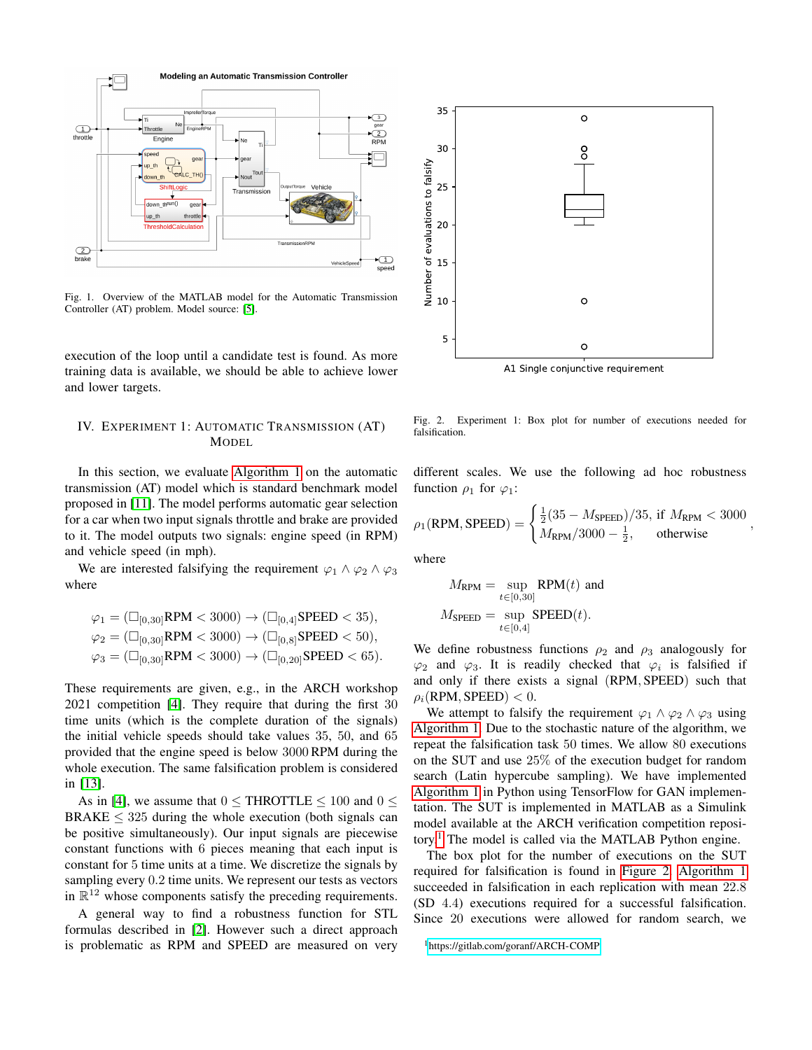Fig. 1. Overview of the MATLAB model for the Automatic Transmission Controller (AT) problem. Model source: [5].

execution of the loop until a candidate test is found. As more training data is available, we should be able to achieve lower and lower targets.

## IV. Experiment 1: Automatic Transmission (AT) Model

In this section, we evaluate Algorithm 1 on the automatic transmission (AT) model which is standard benchmark model proposed in [11]. The model performs automatic gear selection for a car when two input signals throttle and brake are provided to it. The model outputs two signals: engine speed (in RPM) and vehicle speed (in mph).

We are interested falsifying the requirement $\varphi_1 \wedge \varphi_2 \wedge \varphi_3$ where

$$\begin{aligned}
\varphi_1 &= (\square_{[0,30]}\mathrm{RPM} < 3000) \rightarrow (\square_{[0,4]}\mathrm{SPEED} < 35), \\
\varphi_2 &= (\square_{[0,30]}\mathrm{RPM} < 3000) \rightarrow (\square_{[0,8]}\mathrm{SPEED} < 50), \\
\varphi_3 &= (\square_{[0,30]}\mathrm{RPM} < 3000) \rightarrow (\square_{[0,20]}\mathrm{SPEED} < 65).
\end{aligned}$$

These requirements are given, e.g., in the ARCH workshop 2021 competition [4]. They require that during the first 30 time units (which is the complete duration of the signals) the initial vehicle speeds should take values 35, 50, and 65 provided that the engine speed is below 3000 RPM during the whole execution. The same falsification problem is considered in [13].

As in [4], we assume that $0 \leq \mathrm{THROTTLE} \leq 100$ and $0 \leq \mathrm{BRAKE} \leq 325$ during the whole execution (both signals can be positive simultaneously). Our input signals are piecewise constant functions with 6 pieces meaning that each input is constant for 5 time units at a time. We discretize the signals by sampling every 0.2 time units. We represent our tests as vectors in $\mathbb{R}^{12}$ whose components satisfy the preceding requirements.

A general way to find a robustness function for STL formulas described in [2]. However such a direct approach is problematic as RPM and SPEED are measured on very different scales. We use the following ad hoc robustness function $\rho_1$ for $\varphi_1$:

$$\rho_1(\mathrm{RPM}, \mathrm{SPEED}) = \begin{cases} \frac{1}{2}(35 - M_{\mathrm{SPEED}})/35, & \text{if } M_{\mathrm{RPM}} < 3000 \\ M_{\mathrm{RPM}}/3000 - \frac{1}{2}, & \text{otherwise} \end{cases},$$

where

$$M_{\mathrm{RPM}} = \sup_{t \in [0,30]} \mathrm{RPM}(t) \text{ and}$$
$$M_{\mathrm{SPEED}} = \sup_{t \in [0,4]} \mathrm{SPEED}(t).$$

We define robustness functions $\rho_2$ and $\rho_3$ analogously for $\varphi_2$ and $\varphi_3$. It is readily checked that $\varphi_i$ is falsified if and only if there exists a signal (RPM, SPEED) such that $\rho_i(\mathrm{RPM}, \mathrm{SPEED}) < 0$.

We attempt to falsify the requirement $\varphi_1 \wedge \varphi_2 \wedge \varphi_3$ using Algorithm 1. Due to the stochastic nature of the algorithm, we repeat the falsification task 50 times. We allow 80 executions on the SUT and use 25% of the execution budget for random search (Latin hypercube sampling). We have implemented Algorithm 1 in Python using TensorFlow for GAN implementation. The SUT is implemented in MATLAB as a Simulink model available at the ARCH verification competition repository.[1] The model is called via the MATLAB Python engine.

The box plot for the number of executions on the SUT required for falsification is found in Figure 2. Algorithm 1 succeeded in falsification in each replication with mean 22.8 (SD 4.4) executions required for a successful falsification. Since 20 executions were allowed for random search, we

Fig. 2. Experiment 1: Box plot for number of executions needed for falsification.

[1] https://gitlab.com/goranf/ARCH-COMP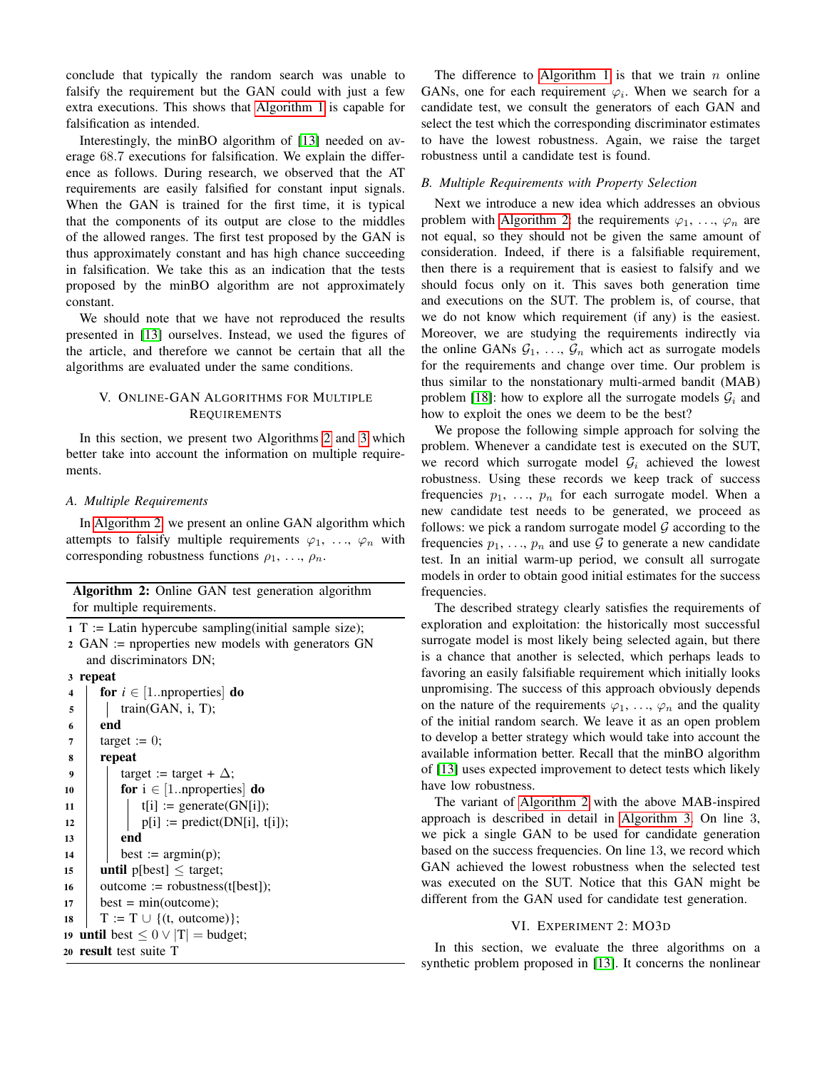conclude that typically the random search was unable to falsify the requirement but the GAN could with just a few extra executions. This shows that Algorithm 1 is capable for falsification as intended.

Interestingly, the minBO algorithm of [13] needed on average 68.7 executions for falsification. We explain the difference as follows. During research, we observed that the AT requirements are easily falsified for constant input signals. When the GAN is trained for the first time, it is typical that the components of its output are close to the middles of the allowed ranges. The first test proposed by the GAN is thus approximately constant and has high chance succeeding in falsification. We take this as an indication that the tests proposed by the minBO algorithm are not approximately constant.

We should note that we have not reproduced the results presented in [13] ourselves. Instead, we used the figures of the article, and therefore we cannot be certain that all the algorithms are evaluated under the same conditions.

## V. Online-GAN Algorithms for Multiple Requirements

In this section, we present two Algorithms 2 and 3 which better take into account the information on multiple requirements.

### A. Multiple Requirements

In Algorithm 2, we present an online GAN algorithm which attempts to falsify multiple requirements $\varphi_1, \ldots, \varphi_n$ with corresponding robustness functions $\rho_1, \ldots, \rho_n$.

**Algorithm 2:** Online GAN test generation algorithm for multiple requirements.

```
1  T := Latin hypercube sampling(initial sample size);
2  GAN := nproperties new models with generators GN
     and discriminators DN;
3  repeat
4      for i ∈ [1..nproperties] do
5          train(GAN, i, T);
6      end
7      target := 0;
8      repeat
9          target := target + Δ;
10         for i ∈ [1..nproperties] do
11             t[i] := generate(GN[i]);
12             p[i] := predict(DN[i], t[i]);
13         end
14         best := argmin(p);
15     until p[best] ≤ target;
16     outcome := robustness(t[best]);
17     best = min(outcome);
18     T := T ∪ {(t, outcome)};
19 until best ≤ 0 ∨ |T| = budget;
20 result test suite T
```

The difference to Algorithm 1 is that we train $n$ online GANs, one for each requirement $\varphi_i$. When we search for a candidate test, we consult the generators of each GAN and select the test which the corresponding discriminator estimates to have the lowest robustness. Again, we raise the target robustness until a candidate test is found.

### B. Multiple Requirements with Property Selection

Next we introduce a new idea which addresses an obvious problem with Algorithm 2: the requirements $\varphi_1, \ldots, \varphi_n$ are not equal, so they should not be given the same amount of consideration. Indeed, if there is a falsifiable requirement, then there is a requirement that is easiest to falsify and we should focus only on it. This saves both generation time and executions on the SUT. The problem is, of course, that we do not know which requirement (if any) is the easiest. Moreover, we are studying the requirements indirectly via the online GANs $\mathcal{G}_1, \ldots, \mathcal{G}_n$ which act as surrogate models for the requirements and change over time. Our problem is thus similar to the nonstationary multi-armed bandit (MAB) problem [18]: how to explore all the surrogate models $\mathcal{G}_i$ and how to exploit the ones we deem to be the best?

We propose the following simple approach for solving the problem. Whenever a candidate test is executed on the SUT, we record which surrogate model $\mathcal{G}_i$ achieved the lowest robustness. Using these records we keep track of success frequencies $p_1, \ldots, p_n$ for each surrogate model. When a new candidate test needs to be generated, we proceed as follows: we pick a random surrogate model $\mathcal{G}$ according to the frequencies $p_1, \ldots, p_n$ and use $\mathcal{G}$ to generate a new candidate test. In an initial warm-up period, we consult all surrogate models in order to obtain good initial estimates for the success frequencies.

The described strategy clearly satisfies the requirements of exploration and exploitation: the historically most successful surrogate model is most likely being selected again, but there is a chance that another is selected, which perhaps leads to favoring an easily falsifiable requirement which initially looks unpromising. The success of this approach obviously depends on the nature of the requirements $\varphi_1, \ldots, \varphi_n$ and the quality of the initial random search. We leave it as an open problem to develop a better strategy which would take into account the available information better. Recall that the minBO algorithm of [13] uses expected improvement to detect tests which likely have low robustness.

The variant of Algorithm 2 with the above MAB-inspired approach is described in detail in Algorithm 3. On line 3, we pick a single GAN to be used for candidate generation based on the success frequencies. On line 13, we record which GAN achieved the lowest robustness when the selected test was executed on the SUT. Notice that this GAN might be different from the GAN used for candidate test generation.

## VI. Experiment 2: MO3D

In this section, we evaluate the three algorithms on a synthetic problem proposed in [13]. It concerns the nonlinear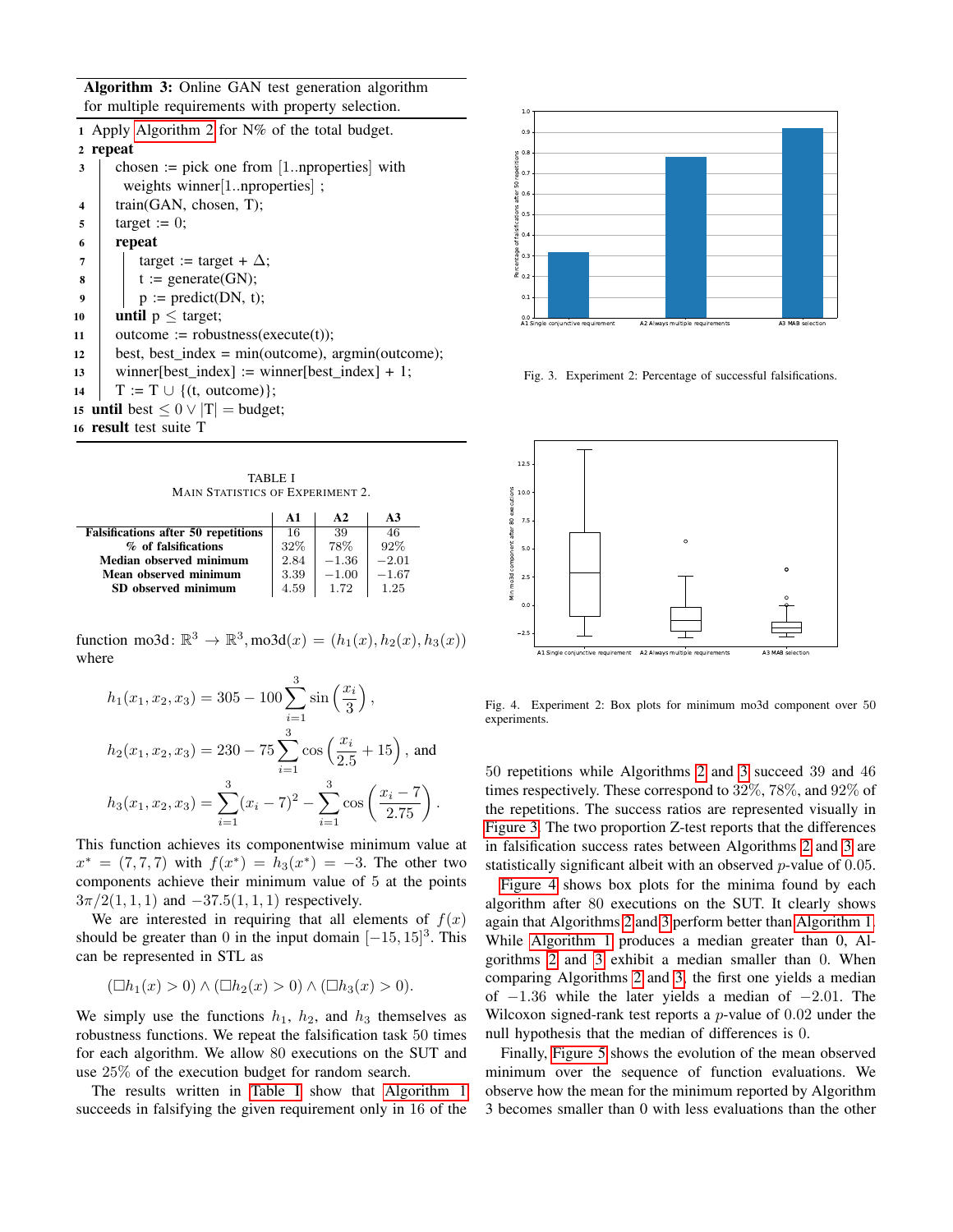**Algorithm 3:** Online GAN test generation algorithm for multiple requirements with property selection.

```
1  Apply Algorithm 2 for N% of the total budget.
2  repeat
3      chosen := pick one from [1..nproperties] with
           weights winner[1..nproperties] ;
4      train(GAN, chosen, T);
5      target := 0;
6      repeat
7          target := target + Δ;
8          t := generate(GN);
9          p := predict(DN, t);
10     until p ≤ target;
11     outcome := robustness(execute(t));
12     best, best_index = min(outcome), argmin(outcome);
13     winner[best_index] := winner[best_index] + 1;
14     T := T ∪ {(t, outcome)};
15 until best ≤ 0 ∨ |T| = budget;
16 result test suite T
```

TABLE I
MAIN STATISTICS OF EXPERIMENT 2.

| | A1 | A2 | A3 |
|---|---|---|---|
| **Falsifications after 50 repetitions** | 16 | 39 | 46 |
| **% of falsifications** | 32% | 78% | 92% |
| **Median observed minimum** | 2.84 | $-1.36$ | $-2.01$ |
| **Mean observed minimum** | 3.39 | $-1.00$ | $-1.67$ |
| **SD observed minimum** | 4.59 | 1.72 | 1.25 |

function mo3d: $\mathbb{R}^3 \to \mathbb{R}^3, \text{mo3d}(x) = (h_1(x), h_2(x), h_3(x))$ where

$$h_1(x_1, x_2, x_3) = 305 - 100 \sum_{i=1}^{3} \sin\left(\frac{x_i}{3}\right),$$

$$h_2(x_1, x_2, x_3) = 230 - 75 \sum_{i=1}^{3} \cos\left(\frac{x_i}{2.5} + 15\right), \text{ and}$$

$$h_3(x_1, x_2, x_3) = \sum_{i=1}^{3} (x_i - 7)^2 - \sum_{i=1}^{3} \cos\left(\frac{x_i - 7}{2.75}\right).$$

This function achieves its componentwise minimum value at $x^* = (7, 7, 7)$ with $f(x^*) = h_3(x^*) = -3$. The other two components achieve their minimum value of 5 at the points $3\pi/2(1, 1, 1)$ and $-37.5(1, 1, 1)$ respectively.

We are interested in requiring that all elements of $f(x)$ should be greater than 0 in the input domain $[-15, 15]^3$. This can be represented in STL as

$$(\Box h_1(x) > 0) \wedge (\Box h_2(x) > 0) \wedge (\Box h_3(x) > 0).$$

We simply use the functions $h_1$, $h_2$, and $h_3$ themselves as robustness functions. We repeat the falsification task 50 times for each algorithm. We allow 80 executions on the SUT and use 25% of the execution budget for random search.

The results written in Table I show that Algorithm 1 succeeds in falsifying the given requirement only in 16 of the 50 repetitions while Algorithms 2 and 3 succeed 39 and 46 times respectively. These correspond to 32%, 78%, and 92% of the repetitions. The success ratios are represented visually in Figure 3. The two proportion Z-test reports that the differences in falsification success rates between Algorithms 2 and 3 are statistically significant albeit with an observed $p$-value of 0.05.

Fig. 3. Experiment 2: Percentage of successful falsifications.

Fig. 4. Experiment 2: Box plots for minimum mo3d component over 50 experiments.

Figure 4 shows box plots for the minima found by each algorithm after 80 executions on the SUT. It clearly shows again that Algorithms 2 and 3 perform better than Algorithm 1. While Algorithm 1 produces a median greater than 0, Algorithms 2 and 3 exhibit a median smaller than 0. When comparing Algorithms 2 and 3, the first one yields a median of $-1.36$ while the later yields a median of $-2.01$. The Wilcoxon signed-rank test reports a $p$-value of 0.02 under the null hypothesis that the median of differences is 0.

Finally, Figure 5 shows the evolution of the mean observed minimum over the sequence of function evaluations. We observe how the mean for the minimum reported by Algorithm 3 becomes smaller than 0 with less evaluations than the other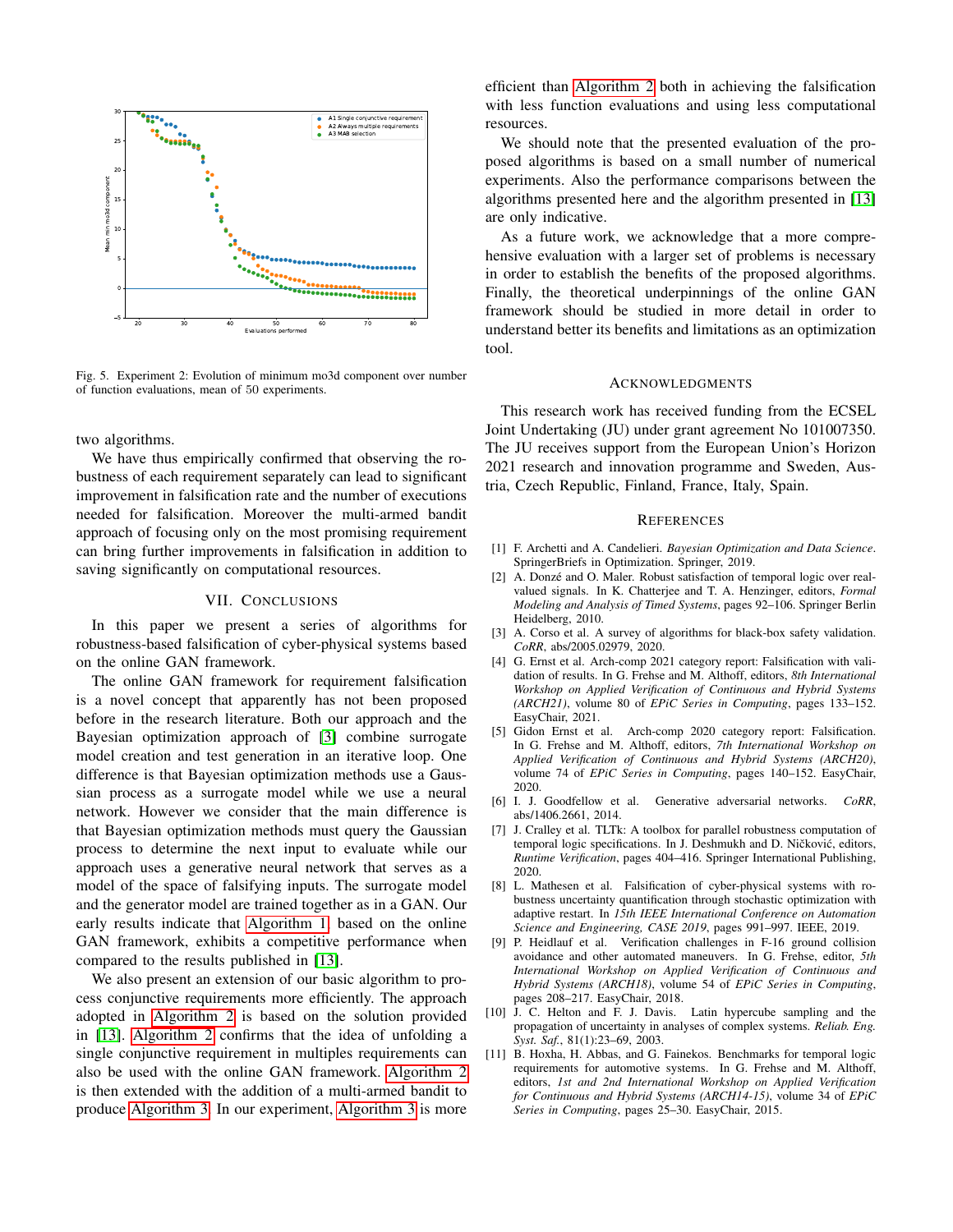Fig. 5. Experiment 2: Evolution of minimum mo3d component over number of function evaluations, mean of 50 experiments.

two algorithms.

We have thus empirically confirmed that observing the robustness of each requirement separately can lead to significant improvement in falsification rate and the number of executions needed for falsification. Moreover the multi-armed bandit approach of focusing only on the most promising requirement can bring further improvements in falsification in addition to saving significantly on computational resources.

## VII. Conclusions

In this paper we present a series of algorithms for robustness-based falsification of cyber-physical systems based on the online GAN framework.

The online GAN framework for requirement falsification is a novel concept that apparently has not been proposed before in the research literature. Both our approach and the Bayesian optimization approach of [3] combine surrogate model creation and test generation in an iterative loop. One difference is that Bayesian optimization methods use a Gaussian process as a surrogate model while we use a neural network. However we consider that the main difference is that Bayesian optimization methods must query the Gaussian process to determine the next input to evaluate while our approach uses a generative neural network that serves as a model of the space of falsifying inputs. The surrogate model and the generator model are trained together as in a GAN. Our early results indicate that Algorithm 1 based on the online GAN framework, exhibits a competitive performance when compared to the results published in [13].

We also present an extension of our basic algorithm to process conjunctive requirements more efficiently. The approach adopted in Algorithm 2 is based on the solution provided in [13]. Algorithm 2 confirms that the idea of unfolding a single conjunctive requirement in multiples requirements can also be used with the online GAN framework. Algorithm 2 is then extended with the addition of a multi-armed bandit to produce Algorithm 3. In our experiment, Algorithm 3 is more efficient than Algorithm 2 both in achieving the falsification with less function evaluations and using less computational resources.

We should note that the presented evaluation of the proposed algorithms is based on a small number of numerical experiments. Also the performance comparisons between the algorithms presented here and the algorithm presented in [13] are only indicative.

As a future work, we acknowledge that a more comprehensive evaluation with a larger set of problems is necessary in order to establish the benefits of the proposed algorithms. Finally, the theoretical underpinnings of the online GAN framework should be studied in more detail in order to understand better its benefits and limitations as an optimization tool.

## Acknowledgments

This research work has received funding from the ECSEL Joint Undertaking (JU) under grant agreement No 101007350. The JU receives support from the European Union's Horizon 2021 research and innovation programme and Sweden, Austria, Czech Republic, Finland, France, Italy, Spain.

## References

[1] F. Archetti and A. Candelieri. *Bayesian Optimization and Data Science*. SpringerBriefs in Optimization. Springer, 2019.

[2] A. Donzé and O. Maler. Robust satisfaction of temporal logic over real-valued signals. In K. Chatterjee and T. A. Henzinger, editors, *Formal Modeling and Analysis of Timed Systems*, pages 92–106. Springer Berlin Heidelberg, 2010.

[3] A. Corso et al. A survey of algorithms for black-box safety validation. *CoRR*, abs/2005.02979, 2020.

[4] G. Ernst et al. Arch-comp 2021 category report: Falsification with validation of results. In G. Frehse and M. Althoff, editors, *8th International Workshop on Applied Verification of Continuous and Hybrid Systems (ARCH21)*, volume 80 of *EPiC Series in Computing*, pages 133–152. EasyChair, 2021.

[5] Gidon Ernst et al. Arch-comp 2020 category report: Falsification. In G. Frehse and M. Althoff, editors, *7th International Workshop on Applied Verification of Continuous and Hybrid Systems (ARCH20)*, volume 74 of *EPiC Series in Computing*, pages 140–152. EasyChair, 2020.

[6] I. J. Goodfellow et al. Generative adversarial networks. *CoRR*, abs/1406.2661, 2014.

[7] J. Cralley et al. TLTk: A toolbox for parallel robustness computation of temporal logic specifications. In J. Deshmukh and D. Ničković, editors, *Runtime Verification*, pages 404–416. Springer International Publishing, 2020.

[8] L. Mathesen et al. Falsification of cyber-physical systems with robustness uncertainty quantification through stochastic optimization with adaptive restart. In *15th IEEE International Conference on Automation Science and Engineering, CASE 2019*, pages 991–997. IEEE, 2019.

[9] P. Heidlauf et al. Verification challenges in F-16 ground collision avoidance and other automated maneuvers. In G. Frehse, editor, *5th International Workshop on Applied Verification of Continuous and Hybrid Systems (ARCH18)*, volume 54 of *EPiC Series in Computing*, pages 208–217. EasyChair, 2018.

[10] J. C. Helton and F. J. Davis. Latin hypercube sampling and the propagation of uncertainty in analyses of complex systems. *Reliab. Eng. Syst. Saf.*, 81(1):23–69, 2003.

[11] B. Hoxha, H. Abbas, and G. Fainekos. Benchmarks for temporal logic requirements for automotive systems. In G. Frehse and M. Althoff, editors, *1st and 2nd International Workshop on Applied Verification for Continuous and Hybrid Systems (ARCH14-15)*, volume 34 of *EPiC Series in Computing*, pages 25–30. EasyChair, 2015.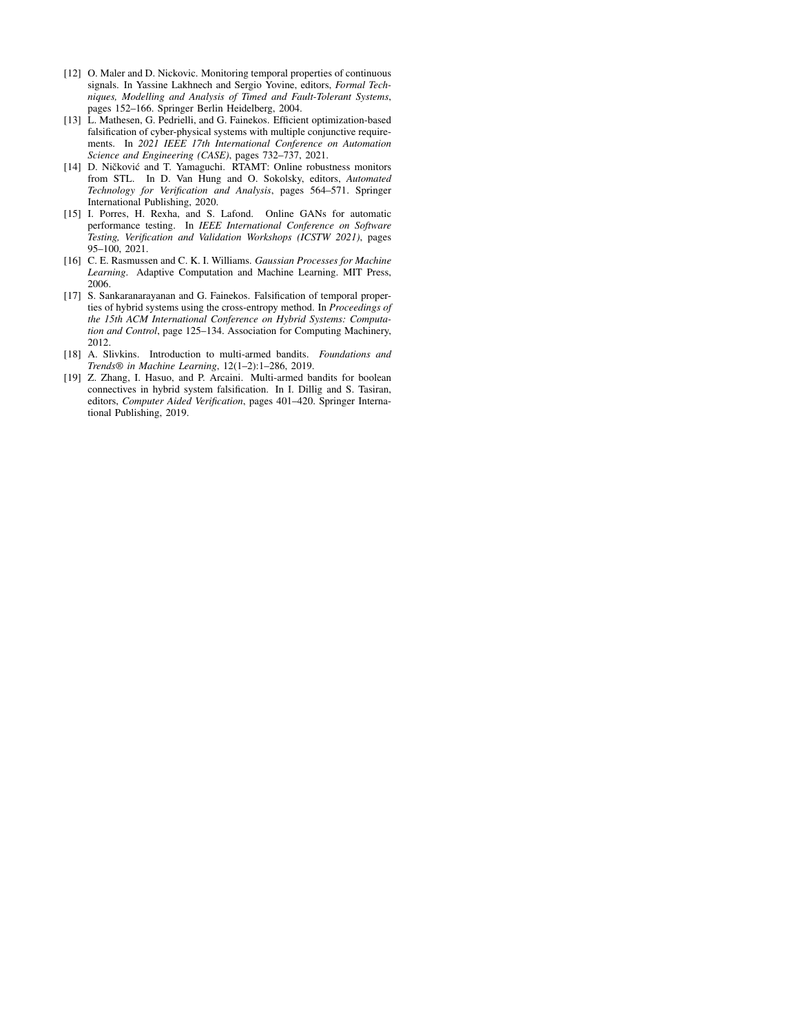[12] O. Maler and D. Nickovic. Monitoring temporal properties of continuous signals. In Yassine Lakhnech and Sergio Yovine, editors, *Formal Techniques, Modelling and Analysis of Timed and Fault-Tolerant Systems*, pages 152–166. Springer Berlin Heidelberg, 2004.

[13] L. Mathesen, G. Pedrielli, and G. Fainekos. Efficient optimization-based falsification of cyber-physical systems with multiple conjunctive requirements. In *2021 IEEE 17th International Conference on Automation Science and Engineering (CASE)*, pages 732–737, 2021.

[14] D. Ničković and T. Yamaguchi. RTAMT: Online robustness monitors from STL. In D. Van Hung and O. Sokolsky, editors, *Automated Technology for Verification and Analysis*, pages 564–571. Springer International Publishing, 2020.

[15] I. Porres, H. Rexha, and S. Lafond. Online GANs for automatic performance testing. In *IEEE International Conference on Software Testing, Verification and Validation Workshops (ICSTW 2021)*, pages 95–100, 2021.

[16] C. E. Rasmussen and C. K. I. Williams. *Gaussian Processes for Machine Learning*. Adaptive Computation and Machine Learning. MIT Press, 2006.

[17] S. Sankaranarayanan and G. Fainekos. Falsification of temporal properties of hybrid systems using the cross-entropy method. In *Proceedings of the 15th ACM International Conference on Hybrid Systems: Computation and Control*, page 125–134. Association for Computing Machinery, 2012.

[18] A. Slivkins. Introduction to multi-armed bandits. *Foundations and Trends® in Machine Learning*, 12(1–2):1–286, 2019.

[19] Z. Zhang, I. Hasuo, and P. Arcaini. Multi-armed bandits for boolean connectives in hybrid system falsification. In I. Dillig and S. Tasiran, editors, *Computer Aided Verification*, pages 401–420. Springer International Publishing, 2019.